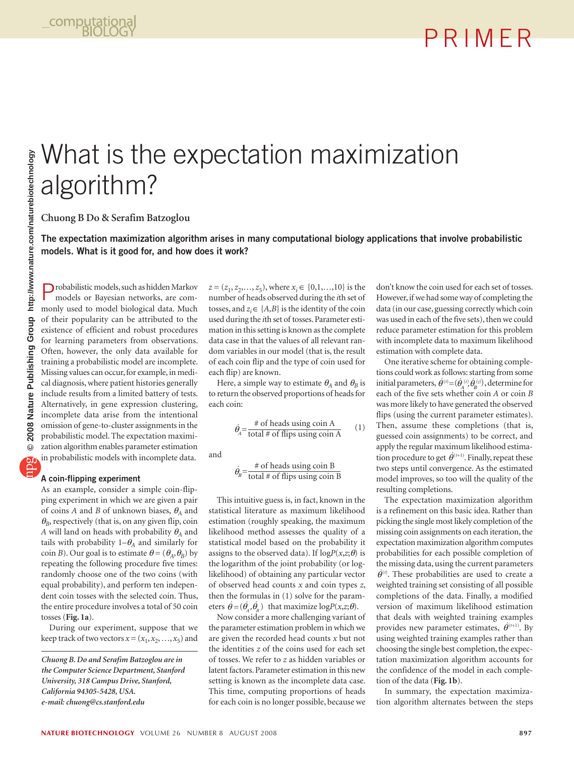# What is the expectation maximization algorithm?

**Chuong B Do & Serafim Batzoglou**

**The expectation maximization algorithm arises in many computational biology applications that involve probabilistic models. What is it good for, and how does it work?**

Probabilistic models, such as hidden Markov models or Bayesian networks, are commonly used to model biological data. Much of their popularity can be attributed to the existence of efficient and robust procedures for learning parameters from observations. Often, however, the only data available for training a probabilistic model are incomplete. Missing values can occur, for example, in medical diagnosis, where patient histories generally include results from a limited battery of tests. Alternatively, in gene expression clustering, incomplete data arise from the intentional omission of gene-to-cluster assignments in the probabilistic model. The expectation maximization algorithm enables parameter estimation in probabilistic models with incomplete data.

### A coin-flipping experiment

As an example, consider a simple coin-flipping experiment in which we are given a pair of coins *A* and *B* of unknown biases, $\theta_A$ and $\theta_B$, respectively (that is, on any given flip, coin *A* will land on heads with probability $\theta_A$ and tails with probability $1-\theta_A$ and similarly for coin *B*). Our goal is to estimate $\theta = (\theta_A, \theta_B)$ by repeating the following procedure five times: randomly choose one of the two coins (with equal probability), and perform ten independent coin tosses with the selected coin. Thus, the entire procedure involves a total of 50 coin tosses (**Fig. 1a**).

During our experiment, suppose that we keep track of two vectors $x = (x_1, x_2, \ldots, x_5)$ and $z = (z_1, z_2, \ldots, z_5)$, where $x_i \in \{0,1,\ldots,10\}$ is the number of heads observed during the *i*th set of tosses, and $z_i \in \{A,B\}$ is the identity of the coin used during the *i*th set of tosses. Parameter estimation in this setting is known as the complete data case in that the values of all relevant random variables in our model (that is, the result of each coin flip and the type of coin used for each flip) are known.

Here, a simple way to estimate $\theta_A$ and $\theta_B$ is to return the observed proportions of heads for each coin:

$$\hat{\theta}_A = \frac{\text{\# of heads using coin A}}{\text{total \# of flips using coin A}} \quad (1)$$

and

$$\hat{\theta}_B = \frac{\text{\# of heads using coin B}}{\text{total \# of flips using coin B}}$$

This intuitive guess is, in fact, known in the statistical literature as maximum likelihood estimation (roughly speaking, the maximum likelihood method assesses the quality of a statistical model based on the probability it assigns to the observed data). If $\log P(x,z;\theta)$ is the logarithm of the joint probability (or log-likelihood) of obtaining any particular vector of observed head counts *x* and coin types *z*, then the formulas in (1) solve for the parameters $\hat{\theta} = (\hat{\theta}_A, \hat{\theta}_B)$ that maximize $\log P(x,z;\theta)$.

Now consider a more challenging variant of the parameter estimation problem in which we are given the recorded head counts *x* but not the identities *z* of the coins used for each set of tosses. We refer to *z* as hidden variables or latent factors. Parameter estimation in this new setting is known as the incomplete data case. This time, computing proportions of heads for each coin is no longer possible, because we don't know the coin used for each set of tosses. However, if we had some way of completing the data (in our case, guessing correctly which coin was used in each of the five sets), then we could reduce parameter estimation for this problem with incomplete data to maximum likelihood estimation with complete data.

One iterative scheme for obtaining completions could work as follows: starting from some initial parameters, $\hat{\theta}^{(t)} = (\hat{\theta}_A^{(t)}, \hat{\theta}_B^{(t)})$, determine for each of the five sets whether coin *A* or coin *B* was more likely to have generated the observed flips (using the current parameter estimates). Then, assume these completions (that is, guessed coin assignments) to be correct, and apply the regular maximum likelihood estimation procedure to get $\hat{\theta}^{(t+1)}$. Finally, repeat these two steps until convergence. As the estimated model improves, so too will the quality of the resulting completions.

The expectation maximization algorithm is a refinement on this basic idea. Rather than picking the single most likely completion of the missing coin assignments on each iteration, the expectation maximization algorithm computes probabilities for each possible completion of the missing data, using the current parameters $\hat{\theta}^{(t)}$. These probabilities are used to create a weighted training set consisting of all possible completions of the data. Finally, a modified version of maximum likelihood estimation that deals with weighted training examples provides new parameter estimates, $\hat{\theta}^{(t+1)}$. By using weighted training examples rather than choosing the single best completion, the expectation maximization algorithm accounts for the confidence of the model in each completion of the data (**Fig. 1b**).

In summary, the expectation maximization algorithm alternates between the steps

*Chuong B. Do and Serafim Batzoglou are in the Computer Science Department, Stanford University, 318 Campus Drive, Stanford, California 94305-5428, USA.*
*e-mail: chuong@cs.stanford.edu*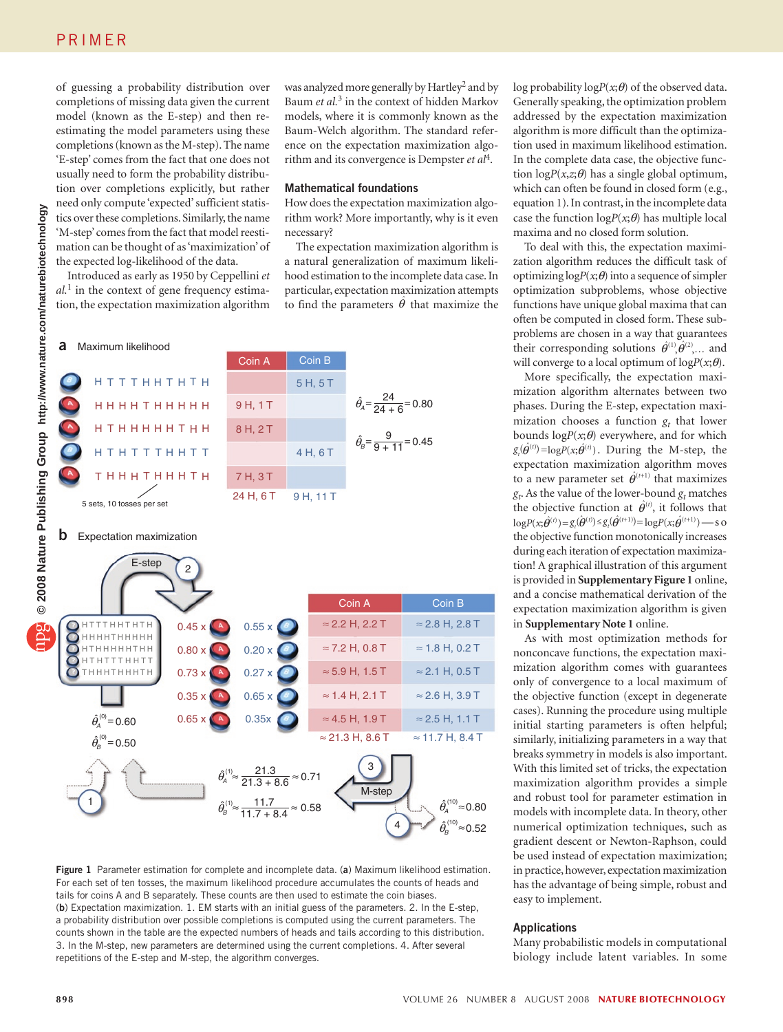of guessing a probability distribution over completions of missing data given the current model (known as the E-step) and then re-estimating the model parameters using these completions (known as the M-step). The name 'E-step' comes from the fact that one does not usually need to form the probability distribution over completions explicitly, but rather need only compute 'expected' sufficient statistics over these completions. Similarly, the name 'M-step' comes from the fact that model reestimation can be thought of as 'maximization' of the expected log-likelihood of the data.

Introduced as early as 1950 by Ceppellini *et al.*[1] in the context of gene frequency estimation, the expectation maximization algorithm was analyzed more generally by Hartley[2] and by Baum *et al.*[3] in the context of hidden Markov models, where it is commonly known as the Baum-Welch algorithm. The standard reference on the expectation maximization algorithm and its convergence is Dempster *et al*[4].

## Mathematical foundations

How does the expectation maximization algorithm work? More importantly, why is it even necessary?

The expectation maximization algorithm is a natural generalization of maximum likelihood estimation to the incomplete data case. In particular, expectation maximization attempts to find the parameters $\hat{\theta}$ that maximize the log probability $\log P(x;\theta)$ of the observed data. Generally speaking, the optimization problem addressed by the expectation maximization algorithm is more difficult than the optimization used in maximum likelihood estimation. In the complete data case, the objective function $\log P(x,z;\theta)$ has a single global optimum, which can often be found in closed form (e.g., equation 1). In contrast, in the incomplete data case the function $\log P(x;\theta)$ has multiple local maxima and no closed form solution.

To deal with this, the expectation maximization algorithm reduces the difficult task of optimizing $\log P(x;\theta)$ into a sequence of simpler optimization subproblems, whose objective functions have unique global maxima that can often be computed in closed form. These subproblems are chosen in a way that guarantees their corresponding solutions $\hat{\theta}^{(1)}, \hat{\theta}^{(2)}, \ldots$ and will converge to a local optimum of $\log P(x;\theta)$.

More specifically, the expectation maximization algorithm alternates between two phases. During the E-step, expectation maximization chooses a function $g_t$ that lower bounds $\log P(x;\theta)$ everywhere, and for which $g_t(\hat{\theta}^{(t)}) = \log P(x;\hat{\theta}^{(t)})$. During the M-step, the expectation maximization algorithm moves to a new parameter set $\hat{\theta}^{(t+1)}$ that maximizes $g_t$. As the value of the lower-bound $g_t$ matches the objective function at $\hat{\theta}^{(t)}$, it follows that $\log P(x;\hat{\theta}^{(t)}) = g_t(\hat{\theta}^{(t)}) \le g_t(\hat{\theta}^{(t+1)}) = \log P(x;\hat{\theta}^{(t+1)})$ — so the objective function monotonically increases during each iteration of expectation maximization! A graphical illustration of this argument is provided in **Supplementary Figure 1** online, and a concise mathematical derivation of the expectation maximization algorithm is given in **Supplementary Note 1** online.

As with most optimization methods for nonconcave functions, the expectation maximization algorithm comes with guarantees only of convergence to a local maximum of the objective function (except in degenerate cases). Running the procedure using multiple initial starting parameters is often helpful; similarly, initializing parameters in a way that breaks symmetry in models is also important. With this limited set of tricks, the expectation maximization algorithm provides a simple and robust tool for parameter estimation in models with incomplete data. In theory, other numerical optimization techniques, such as gradient descent or Newton-Raphson, could be used instead of expectation maximization; in practice, however, expectation maximization has the advantage of being simple, robust and easy to implement.

**a** Maximum likelihood

| | Coin A | Coin B |
|---|---|---|
| B: H T T T H H T H T H | | 5 H, 5 T |
| A: H H H H T H H H H H | 9 H, 1 T | |
| A: H T H H H H H T H H | 8 H, 2 T | |
| B: H T H T T T H H T T | | 4 H, 6 T |
| A: T H H H T H H H T H | 7 H, 3 T | |
| | 24 H, 6 T | 9 H, 11 T |

5 sets, 10 tosses per set

$$\hat{\theta}_A = \frac{24}{24+6} = 0.80$$

$$\hat{\theta}_B = \frac{9}{9+11} = 0.45$$

**b** Expectation maximization

1. $\hat{\theta}_A^{(0)} = 0.60$, $\hat{\theta}_B^{(0)} = 0.50$

2. E-step

| Set | | | Coin A | Coin B |
|---|---|---|---|---|
| H T T T H H T H T H | 0.45 x A | 0.55 x B | ≈ 2.2 H, 2.2 T | ≈ 2.8 H, 2.8 T |
| H H H H T H H H H H | 0.80 x A | 0.20 x B | ≈ 7.2 H, 0.8 T | ≈ 1.8 H, 0.2 T |
| H T H H H H H T H H | 0.73 x A | 0.27 x B | ≈ 5.9 H, 1.5 T | ≈ 2.1 H, 0.5 T |
| H T H T T T H H T T | 0.35 x A | 0.65 x B | ≈ 1.4 H, 2.1 T | ≈ 2.6 H, 3.9 T |
| T H H H T H H H T H | 0.65 x A | 0.35x B | ≈ 4.5 H, 1.9 T | ≈ 2.5 H, 1.1 T |
| | | | ≈ 21.3 H, 8.6 T | ≈ 11.7 H, 8.4 T |

3. M-step

$$\hat{\theta}_A^{(1)} \approx \frac{21.3}{21.3+8.6} \approx 0.71$$

$$\hat{\theta}_B^{(1)} \approx \frac{11.7}{11.7+8.4} \approx 0.58$$

4. $\hat{\theta}_A^{(10)} \approx 0.80$, $\hat{\theta}_B^{(10)} \approx 0.52$

**Figure 1** Parameter estimation for complete and incomplete data. (**a**) Maximum likelihood estimation. For each set of ten tosses, the maximum likelihood procedure accumulates the counts of heads and tails for coins A and B separately. These counts are then used to estimate the coin biases. (**b**) Expectation maximization. 1. EM starts with an initial guess of the parameters. 2. In the E-step, a probability distribution over possible completions is computed using the current parameters. The counts shown in the table are the expected numbers of heads and tails according to this distribution. 3. In the M-step, new parameters are determined using the current completions. 4. After several repetitions of the E-step and M-step, the algorithm converges.

## Applications

Many probabilistic models in computational biology include latent variables. In some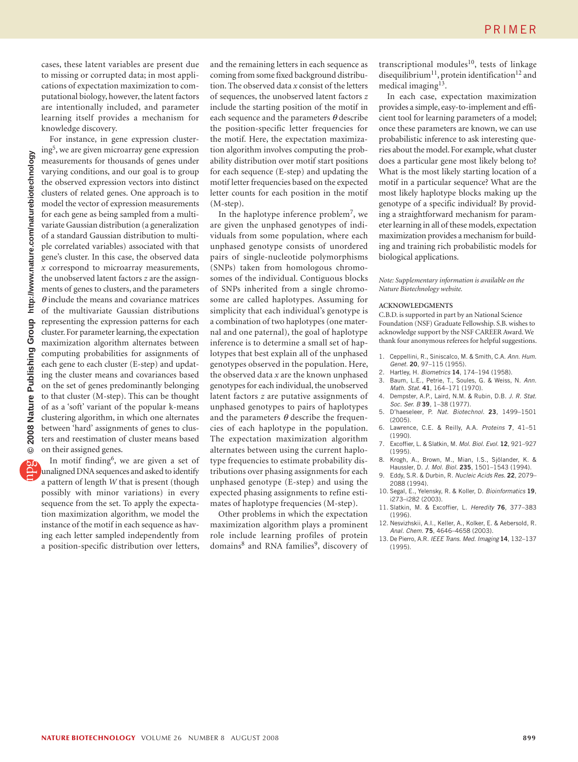cases, these latent variables are present due to missing or corrupted data; in most applications of expectation maximization to computational biology, however, the latent factors are intentionally included, and parameter learning itself provides a mechanism for knowledge discovery.

For instance, in gene expression clustering[5], we are given microarray gene expression measurements for thousands of genes under varying conditions, and our goal is to group the observed expression vectors into distinct clusters of related genes. One approach is to model the vector of expression measurements for each gene as being sampled from a multivariate Gaussian distribution (a generalization of a standard Gaussian distribution to multiple correlated variables) associated with that gene's cluster. In this case, the observed data $x$ correspond to microarray measurements, the unobserved latent factors $z$ are the assignments of genes to clusters, and the parameters $\theta$ include the means and covariance matrices of the multivariate Gaussian distributions representing the expression patterns for each cluster. For parameter learning, the expectation maximization algorithm alternates between computing probabilities for assignments of each gene to each cluster (E-step) and updating the cluster means and covariances based on the set of genes predominantly belonging to that cluster (M-step). This can be thought of as a 'soft' variant of the popular k-means clustering algorithm, in which one alternates between 'hard' assignments of genes to clusters and reestimation of cluster means based on their assigned genes.

In motif finding[6], we are given a set of unaligned DNA sequences and asked to identify a pattern of length $W$ that is present (though possibly with minor variations) in every sequence from the set. To apply the expectation maximization algorithm, we model the instance of the motif in each sequence as having each letter sampled independently from a position-specific distribution over letters, and the remaining letters in each sequence as coming from some fixed background distribution. The observed data $x$ consist of the letters of sequences, the unobserved latent factors $z$ include the starting position of the motif in each sequence and the parameters $\theta$ describe the position-specific letter frequencies for the motif. Here, the expectation maximization algorithm involves computing the probability distribution over motif start positions for each sequence (E-step) and updating the motif letter frequencies based on the expected letter counts for each position in the motif (M-step).

In the haplotype inference problem[7], we are given the unphased genotypes of individuals from some population, where each unphased genotype consists of unordered pairs of single-nucleotide polymorphisms (SNPs) taken from homologous chromosomes of the individual. Contiguous blocks of SNPs inherited from a single chromosome are called haplotypes. Assuming for simplicity that each individual's genotype is a combination of two haplotypes (one maternal and one paternal), the goal of haplotype inference is to determine a small set of haplotypes that best explain all of the unphased genotypes observed in the population. Here, the observed data $x$ are the known unphased genotypes for each individual, the unobserved latent factors $z$ are putative assignments of unphased genotypes to pairs of haplotypes and the parameters $\theta$ describe the frequencies of each haplotype in the population. The expectation maximization algorithm alternates between using the current haplotype frequencies to estimate probability distributions over phasing assignments for each unphased genotype (E-step) and using the expected phasing assignments to refine estimates of haplotype frequencies (M-step).

Other problems in which the expectation maximization algorithm plays a prominent role include learning profiles of protein domains[8] and RNA families[9], discovery of transcriptional modules[10], tests of linkage disequilibrium[11], protein identification[12] and medical imaging[13].

In each case, expectation maximization provides a simple, easy-to-implement and efficient tool for learning parameters of a model; once these parameters are known, we can use probabilistic inference to ask interesting queries about the model. For example, what cluster does a particular gene most likely belong to? What is the most likely starting location of a motif in a particular sequence? What are the most likely haplotype blocks making up the genotype of a specific individual? By providing a straightforward mechanism for parameter learning in all of these models, expectation maximization provides a mechanism for building and training rich probabilistic models for biological applications.

*Note: Supplementary information is available on the Nature Biotechnology website.*

**ACKNOWLEDGMENTS**

C.B.D. is supported in part by an National Science Foundation (NSF) Graduate Fellowship. S.B. wishes to acknowledge support by the NSF CAREER Award. We thank four anonymous referees for helpful suggestions.

1. Ceppellini, R., Siniscalco, M. & Smith, C.A. *Ann. Hum. Genet.* **20**, 97–115 (1955).
2. Hartley, H. *Biometrics* **14**, 174–194 (1958).
3. Baum, L.E., Petrie, T., Soules, G. & Weiss, N. *Ann. Math. Stat.* **41**, 164–171 (1970).
4. Dempster, A.P., Laird, N.M. & Rubin, D.B. *J. R. Stat. Soc. Ser. B* **39**, 1–38 (1977).
5. D'haeseleer, P. *Nat. Biotechnol.* **23**, 1499–1501 (2005).
6. Lawrence, C.E. & Reilly, A.A. *Proteins* **7**, 41–51 (1990).
7. Excoffier, L. & Slatkin, M. *Mol. Biol. Evol.* **12**, 921–927 (1995).
8. Krogh, A., Brown, M., Mian, I.S., Sjölander, K. & Haussler, D. *J. Mol. Biol.* **235**, 1501–1543 (1994).
9. Eddy, S.R. & Durbin, R. *Nucleic Acids Res.* **22**, 2079–2088 (1994).
10. Segal, E., Yelensky, R. & Koller, D. *Bioinformatics* **19**, i273–i282 (2003).
11. Slatkin, M. & Excoffier, L. *Heredity* **76**, 377–383 (1996).
12. Nesvizhskii, A.I., Keller, A., Kolker, E. & Aebersold, R. *Anal. Chem.* **75**, 4646–4658 (2003).
13. De Pierro, A.R. *IEEE Trans. Med. Imaging* **14**, 132–137 (1995).